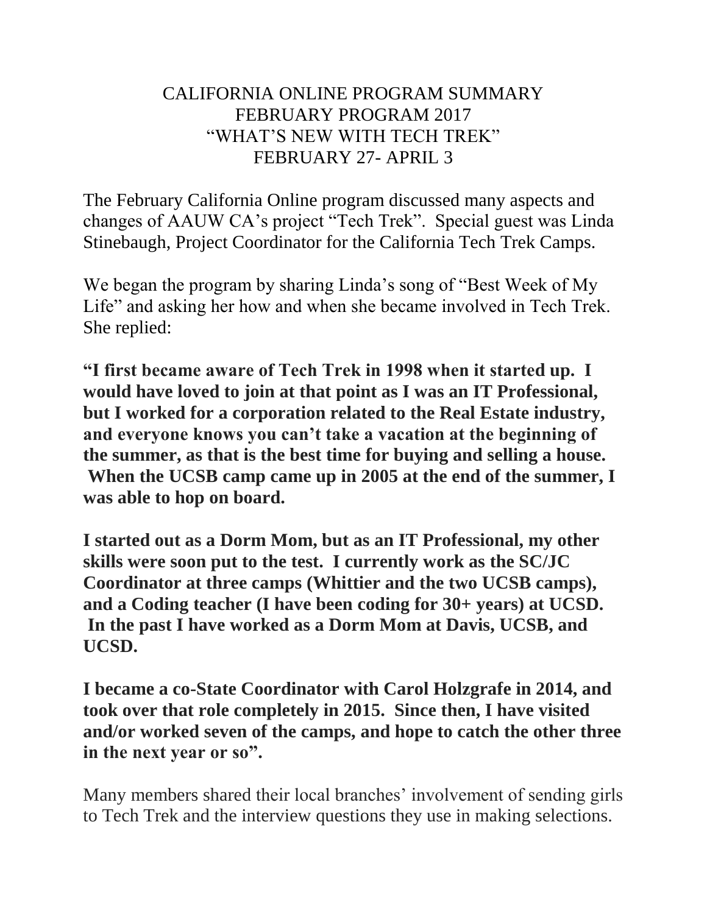# CALIFORNIA ONLINE PROGRAM SUMMARY
## FEBRUARY PROGRAM 2017
## "WHAT'S NEW WITH TECH TREK"
## FEBRUARY 27- APRIL 3

The February California Online program discussed many aspects and changes of AAUW CA's project "Tech Trek". Special guest was Linda Stinebaugh, Project Coordinator for the California Tech Trek Camps.

We began the program by sharing Linda's song of "Best Week of My Life" and asking her how and when she became involved in Tech Trek. She replied:

**"I first became aware of Tech Trek in 1998 when it started up. I would have loved to join at that point as I was an IT Professional, but I worked for a corporation related to the Real Estate industry, and everyone knows you can't take a vacation at the beginning of the summer, as that is the best time for buying and selling a house. When the UCSB camp came up in 2005 at the end of the summer, I was able to hop on board.**

**I started out as a Dorm Mom, but as an IT Professional, my other skills were soon put to the test. I currently work as the SC/JC Coordinator at three camps (Whittier and the two UCSB camps), and a Coding teacher (I have been coding for 30+ years) at UCSD. In the past I have worked as a Dorm Mom at Davis, UCSB, and UCSD.**

**I became a co-State Coordinator with Carol Holzgrafe in 2014, and took over that role completely in 2015. Since then, I have visited and/or worked seven of the camps, and hope to catch the other three in the next year or so".**

Many members shared their local branches' involvement of sending girls to Tech Trek and the interview questions they use in making selections.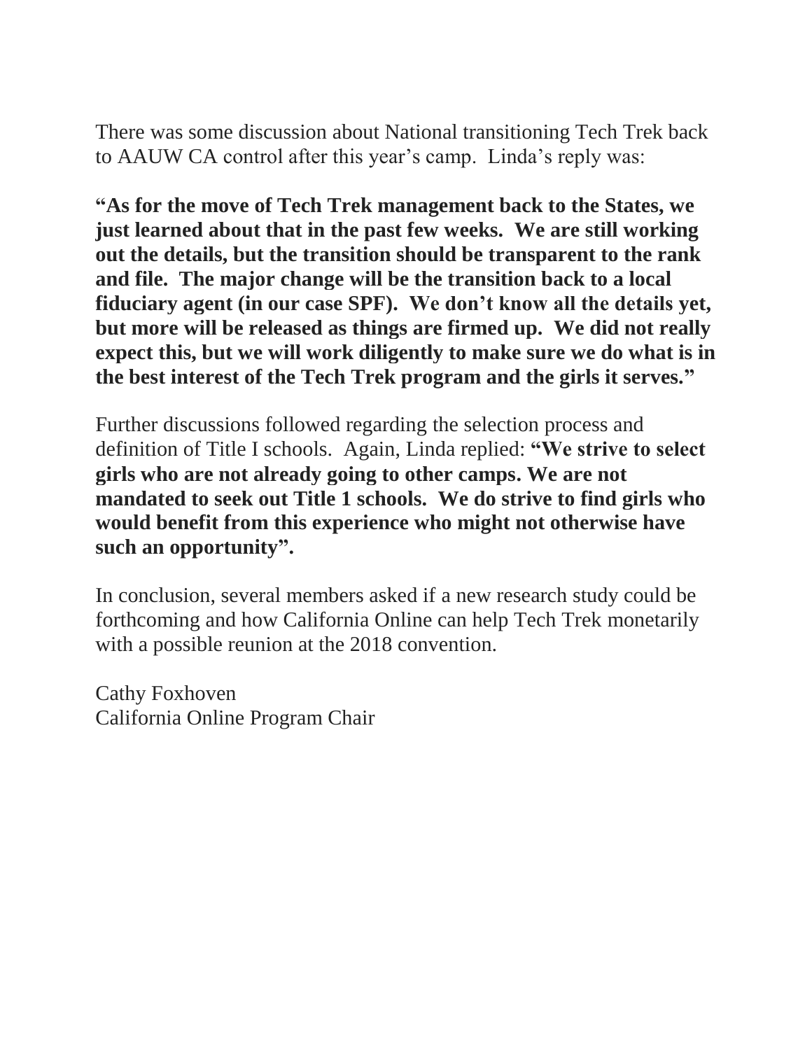There was some discussion about National transitioning Tech Trek back to AAUW CA control after this year's camp. Linda's reply was:

**"As for the move of Tech Trek management back to the States, we just learned about that in the past few weeks. We are still working out the details, but the transition should be transparent to the rank and file. The major change will be the transition back to a local fiduciary agent (in our case SPF). We don't know all the details yet, but more will be released as things are firmed up. We did not really expect this, but we will work diligently to make sure we do what is in the best interest of the Tech Trek program and the girls it serves."**

Further discussions followed regarding the selection process and definition of Title I schools. Again, Linda replied: **"We strive to select girls who are not already going to other camps. We are not mandated to seek out Title 1 schools. We do strive to find girls who would benefit from this experience who might not otherwise have such an opportunity".**

In conclusion, several members asked if a new research study could be forthcoming and how California Online can help Tech Trek monetarily with a possible reunion at the 2018 convention.

Cathy Foxhoven
California Online Program Chair